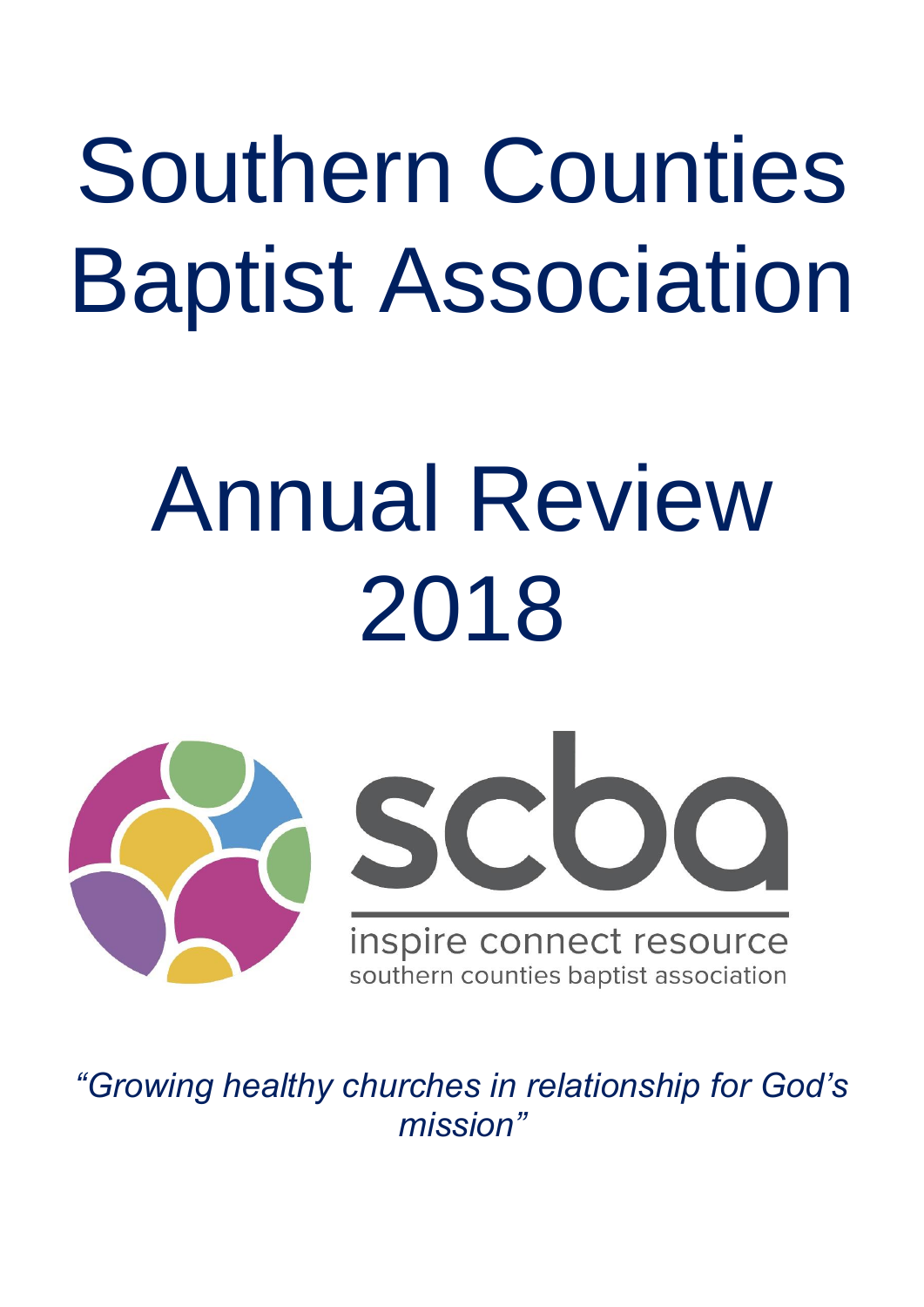# Southern Counties Baptist Association

# Annual Review 2018

scba

inspire connect resource

southern counties baptist association

*"Growing healthy churches in relationship for God's mission"*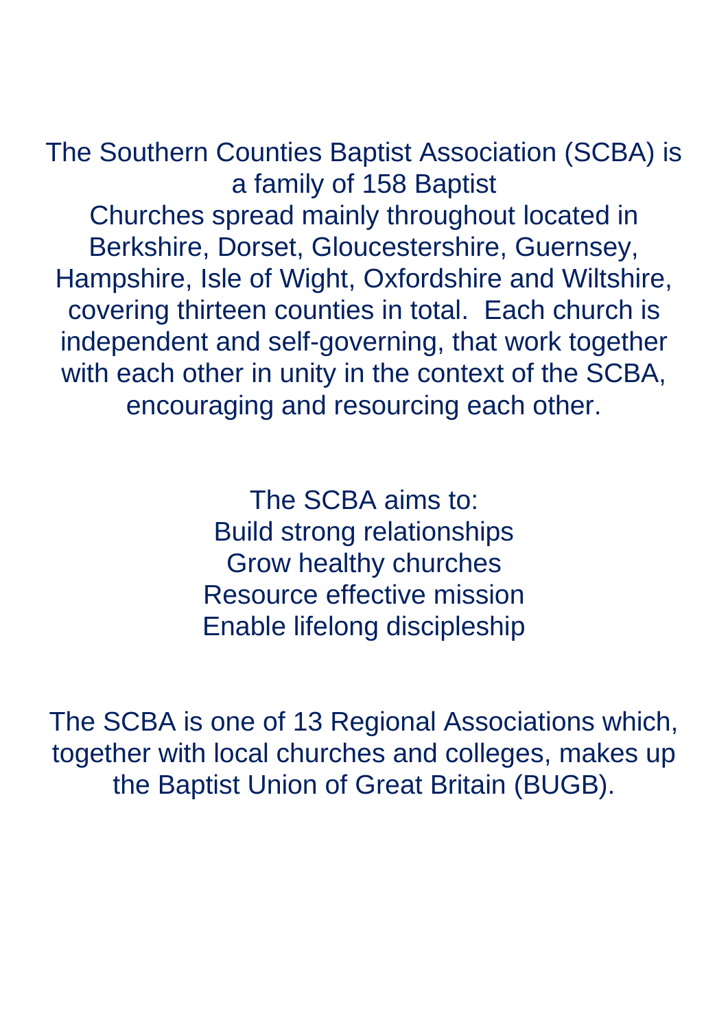The Southern Counties Baptist Association (SCBA) is a family of 158 Baptist Churches spread mainly throughout located in Berkshire, Dorset, Gloucestershire, Guernsey, Hampshire, Isle of Wight, Oxfordshire and Wiltshire, covering thirteen counties in total. Each church is independent and self-governing, that work together with each other in unity in the context of the SCBA, encouraging and resourcing each other.

The SCBA aims to:
Build strong relationships
Grow healthy churches
Resource effective mission
Enable lifelong discipleship

The SCBA is one of 13 Regional Associations which, together with local churches and colleges, makes up the Baptist Union of Great Britain (BUGB).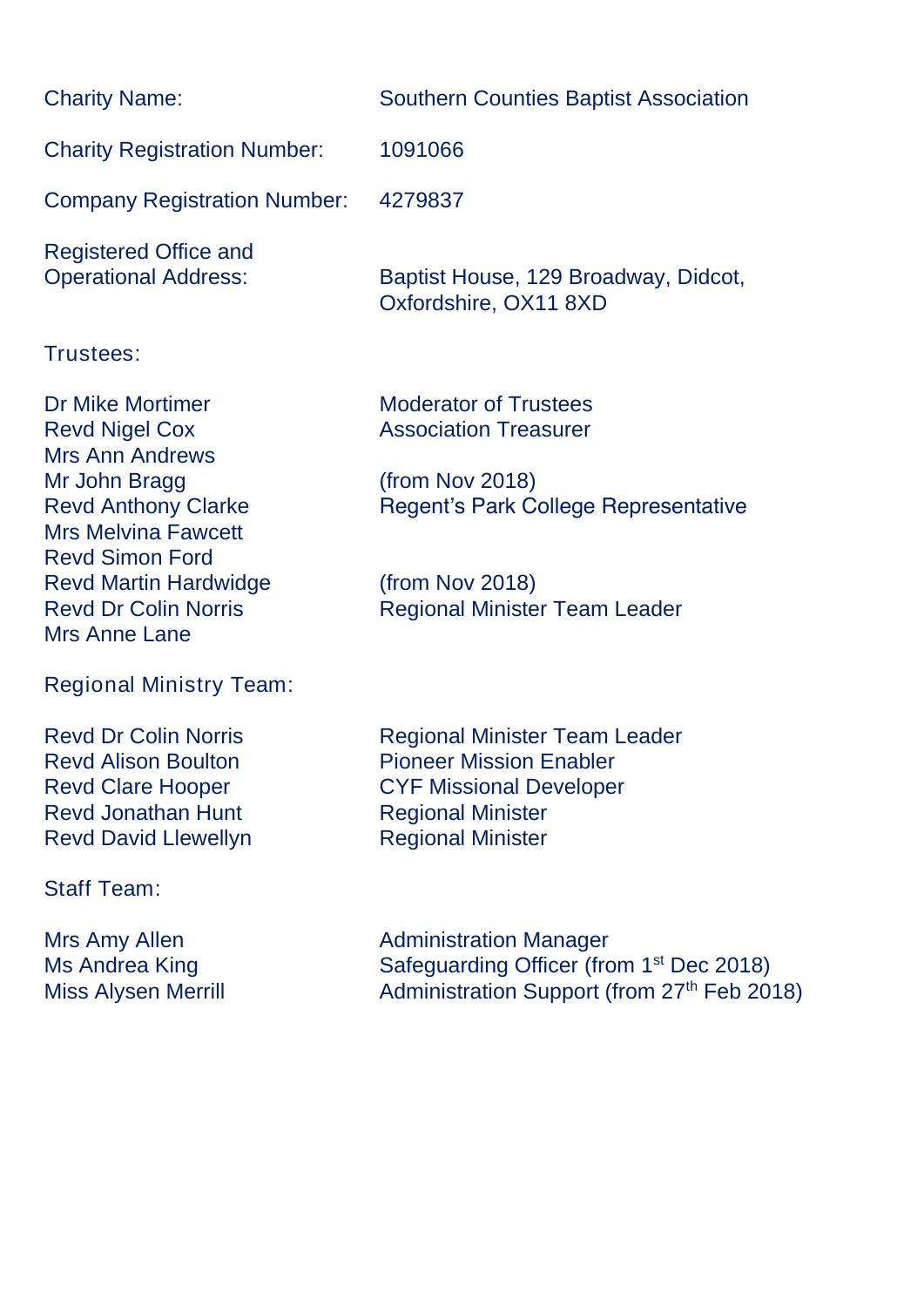| | |
|---|---|
| Charity Name: | Southern Counties Baptist Association |
| Charity Registration Number: | 1091066 |
| Company Registration Number: | 4279837 |
| Registered Office and Operational Address: | Baptist House, 129 Broadway, Didcot, Oxfordshire, OX11 8XD |

Trustees:

| | |
|---|---|
| Dr Mike Mortimer | Moderator of Trustees |
| Revd Nigel Cox | Association Treasurer |
| Mrs Ann Andrews | |
| Mr John Bragg | (from Nov 2018) |
| Revd Anthony Clarke | Regent's Park College Representative |
| Mrs Melvina Fawcett | |
| Revd Simon Ford | |
| Revd Martin Hardwidge | (from Nov 2018) |
| Revd Dr Colin Norris | Regional Minister Team Leader |
| Mrs Anne Lane | |

Regional Ministry Team:

| | |
|---|---|
| Revd Dr Colin Norris | Regional Minister Team Leader |
| Revd Alison Boulton | Pioneer Mission Enabler |
| Revd Clare Hooper | CYF Missional Developer |
| Revd Jonathan Hunt | Regional Minister |
| Revd David Llewellyn | Regional Minister |

Staff Team:

| | |
|---|---|
| Mrs Amy Allen | Administration Manager |
| Ms Andrea King | Safeguarding Officer (from 1st Dec 2018) |
| Miss Alysen Merrill | Administration Support (from 27th Feb 2018) |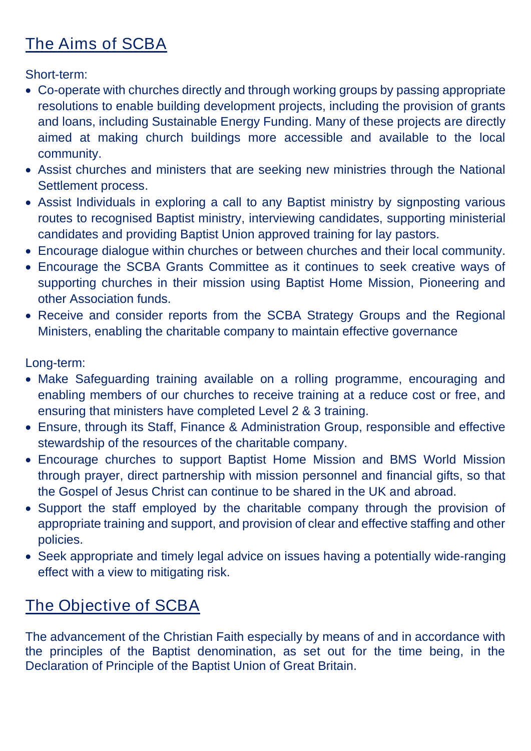## The Aims of SCBA

Short-term:

- Co-operate with churches directly and through working groups by passing appropriate resolutions to enable building development projects, including the provision of grants and loans, including Sustainable Energy Funding. Many of these projects are directly aimed at making church buildings more accessible and available to the local community.
- Assist churches and ministers that are seeking new ministries through the National Settlement process.
- Assist Individuals in exploring a call to any Baptist ministry by signposting various routes to recognised Baptist ministry, interviewing candidates, supporting ministerial candidates and providing Baptist Union approved training for lay pastors.
- Encourage dialogue within churches or between churches and their local community.
- Encourage the SCBA Grants Committee as it continues to seek creative ways of supporting churches in their mission using Baptist Home Mission, Pioneering and other Association funds.
- Receive and consider reports from the SCBA Strategy Groups and the Regional Ministers, enabling the charitable company to maintain effective governance

Long-term:

- Make Safeguarding training available on a rolling programme, encouraging and enabling members of our churches to receive training at a reduce cost or free, and ensuring that ministers have completed Level 2 & 3 training.
- Ensure, through its Staff, Finance & Administration Group, responsible and effective stewardship of the resources of the charitable company.
- Encourage churches to support Baptist Home Mission and BMS World Mission through prayer, direct partnership with mission personnel and financial gifts, so that the Gospel of Jesus Christ can continue to be shared in the UK and abroad.
- Support the staff employed by the charitable company through the provision of appropriate training and support, and provision of clear and effective staffing and other policies.
- Seek appropriate and timely legal advice on issues having a potentially wide-ranging effect with a view to mitigating risk.

## The Objective of SCBA

The advancement of the Christian Faith especially by means of and in accordance with the principles of the Baptist denomination, as set out for the time being, in the Declaration of Principle of the Baptist Union of Great Britain.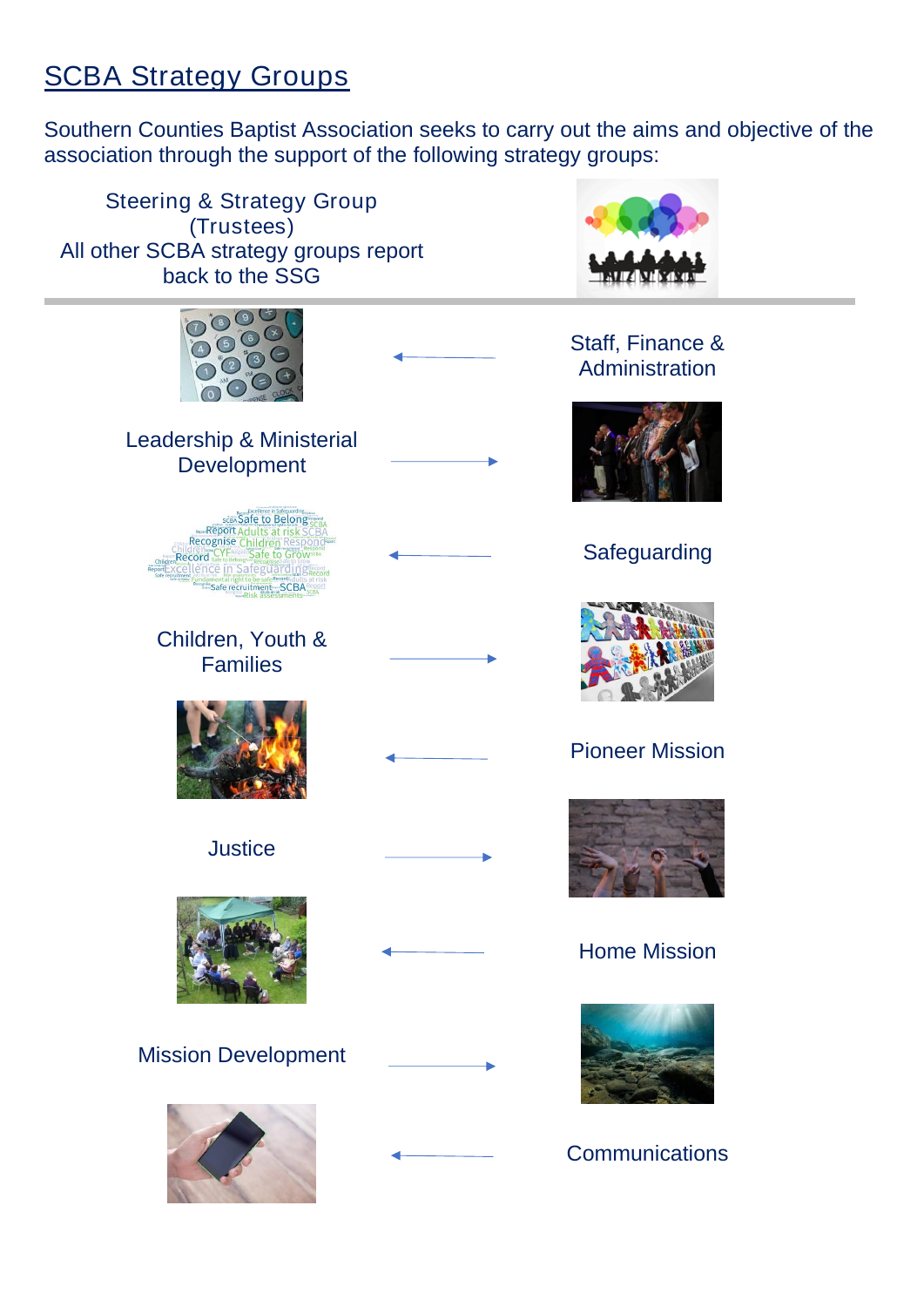## SCBA Strategy Groups

Southern Counties Baptist Association seeks to carry out the aims and objective of the association through the support of the following strategy groups:

Steering & Strategy Group
(Trustees)
All other SCBA strategy groups report back to the SSG

Staff, Finance & Administration

Leadership & Ministerial Development

Safeguarding

Children, Youth & Families

Pioneer Mission

Justice

Home Mission

Mission Development

Communications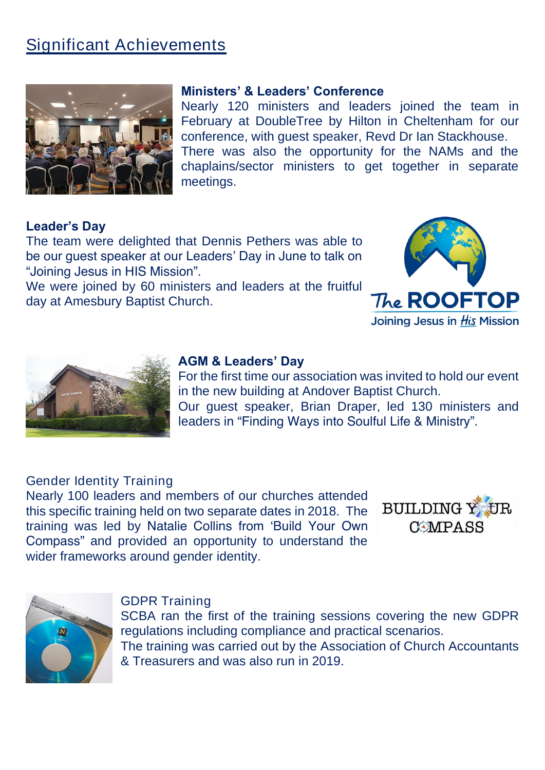## Significant Achievements

### Ministers' & Leaders' Conference

Nearly 120 ministers and leaders joined the team in February at DoubleTree by Hilton in Cheltenham for our conference, with guest speaker, Revd Dr Ian Stackhouse.
There was also the opportunity for the NAMs and the chaplains/sector ministers to get together in separate meetings.

### Leader's Day

The team were delighted that Dennis Pethers was able to be our guest speaker at our Leaders' Day in June to talk on "Joining Jesus in HIS Mission".
We were joined by 60 ministers and leaders at the fruitful day at Amesbury Baptist Church.

The ROOFTOP
Joining Jesus in *His* Mission

### AGM & Leaders' Day

For the first time our association was invited to hold our event in the new building at Andover Baptist Church.
Our guest speaker, Brian Draper, led 130 ministers and leaders in "Finding Ways into Soulful Life & Ministry".

### Gender Identity Training

Nearly 100 leaders and members of our churches attended this specific training held on two separate dates in 2018. The training was led by Natalie Collins from 'Build Your Own Compass" and provided an opportunity to understand the wider frameworks around gender identity.

BUILDING YOUR COMPASS

### GDPR Training

SCBA ran the first of the training sessions covering the new GDPR regulations including compliance and practical scenarios.
The training was carried out by the Association of Church Accountants & Treasurers and was also run in 2019.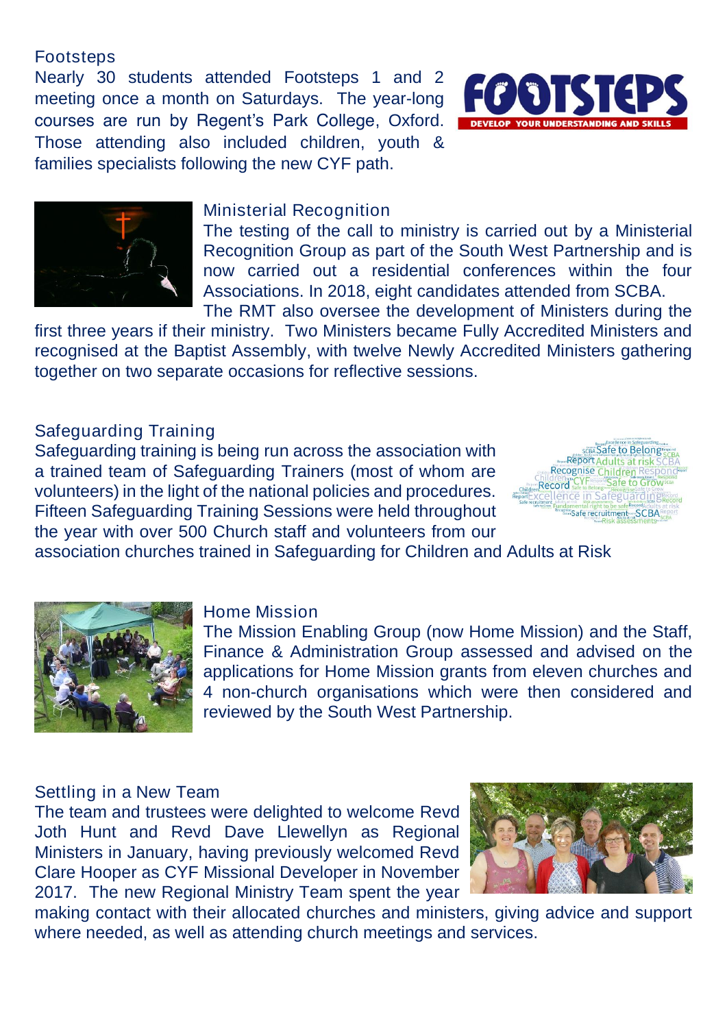## Footsteps

Nearly 30 students attended Footsteps 1 and 2 meeting once a month on Saturdays. The year-long courses are run by Regent's Park College, Oxford. Those attending also included children, youth & families specialists following the new CYF path.

## Ministerial Recognition

The testing of the call to ministry is carried out by a Ministerial Recognition Group as part of the South West Partnership and is now carried out a residential conferences within the four Associations. In 2018, eight candidates attended from SCBA.

The RMT also oversee the development of Ministers during the first three years if their ministry. Two Ministers became Fully Accredited Ministers and recognised at the Baptist Assembly, with twelve Newly Accredited Ministers gathering together on two separate occasions for reflective sessions.

## Safeguarding Training

Safeguarding training is being run across the association with a trained team of Safeguarding Trainers (most of whom are volunteers) in the light of the national policies and procedures. Fifteen Safeguarding Training Sessions were held throughout the year with over 500 Church staff and volunteers from our association churches trained in Safeguarding for Children and Adults at Risk

## Home Mission

The Mission Enabling Group (now Home Mission) and the Staff, Finance & Administration Group assessed and advised on the applications for Home Mission grants from eleven churches and 4 non-church organisations which were then considered and reviewed by the South West Partnership.

## Settling in a New Team

The team and trustees were delighted to welcome Revd Joth Hunt and Revd Dave Llewellyn as Regional Ministers in January, having previously welcomed Revd Clare Hooper as CYF Missional Developer in November 2017. The new Regional Ministry Team spent the year making contact with their allocated churches and ministers, giving advice and support where needed, as well as attending church meetings and services.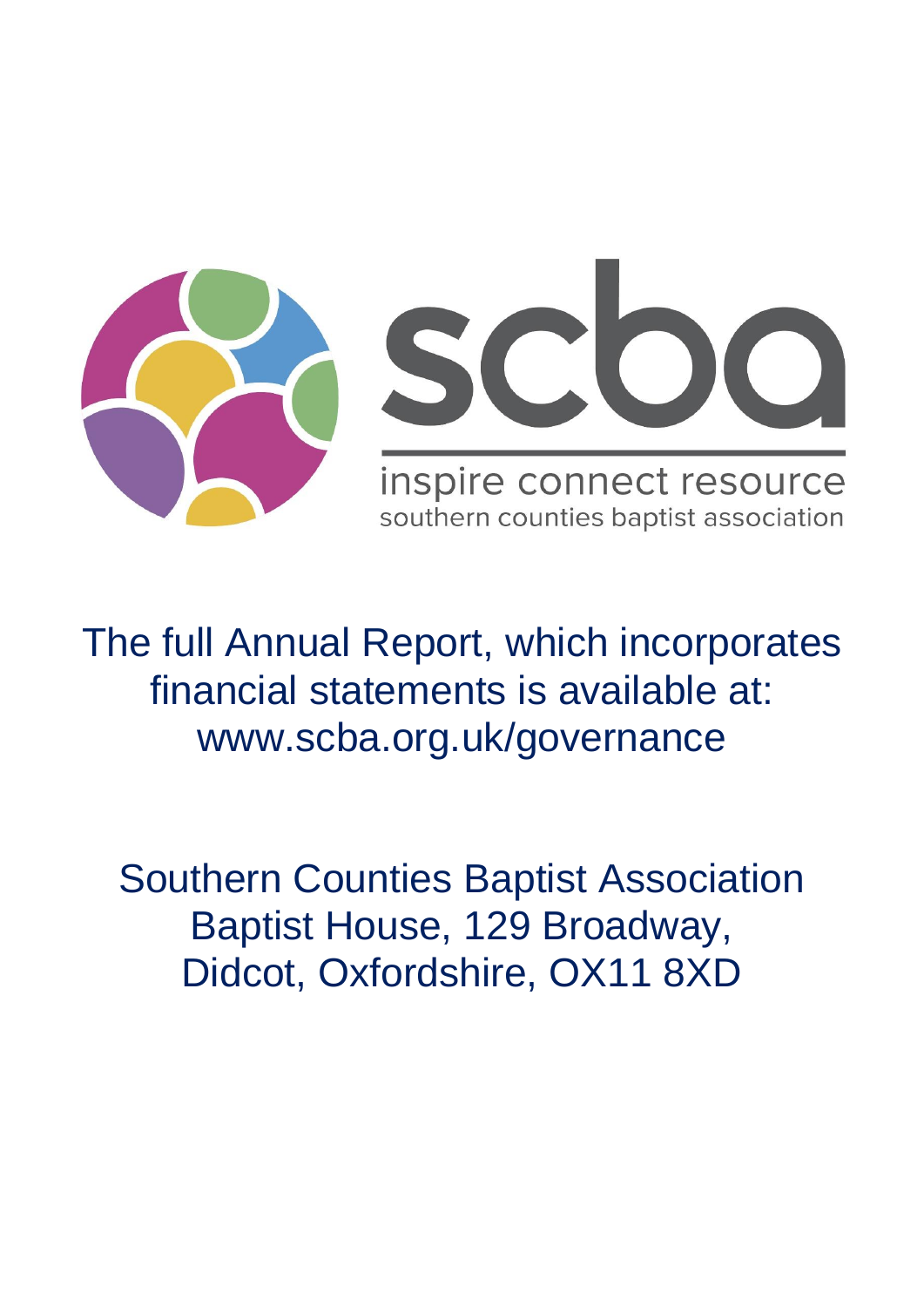scba

inspire connect resource

southern counties baptist association

The full Annual Report, which incorporates financial statements is available at: www.scba.org.uk/governance

Southern Counties Baptist Association
Baptist House, 129 Broadway,
Didcot, Oxfordshire, OX11 8XD